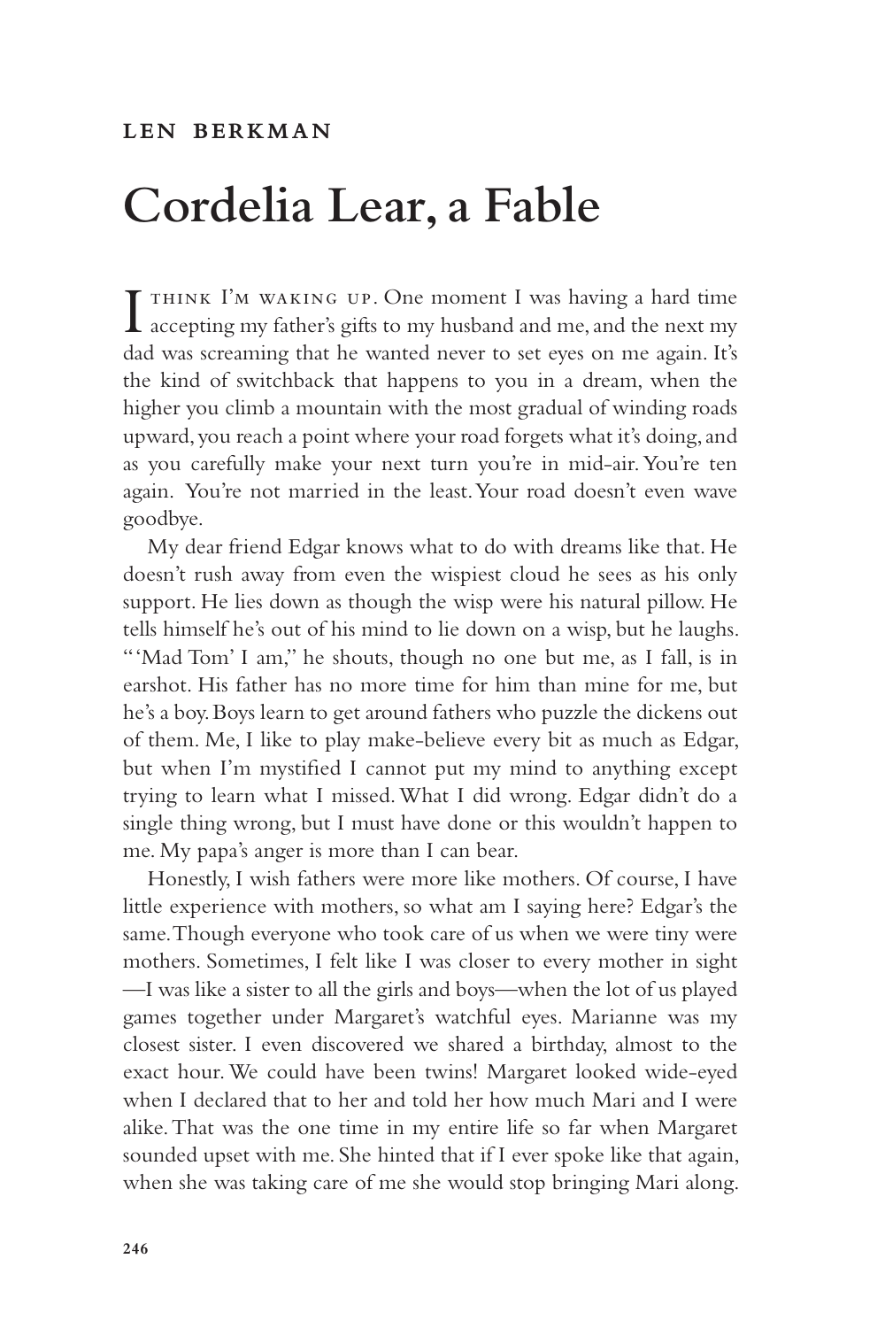LEN BERKMAN

# Cordelia Lear, a Fable

I THINK I'M WAKING UP. One moment I was having a hard time accepting my father's gifts to my husband and me, and the next my dad was screaming that he wanted never to set eyes on me again. It's the kind of switchback that happens to you in a dream, when the higher you climb a mountain with the most gradual of winding roads upward, you reach a point where your road forgets what it's doing, and as you carefully make your next turn you're in mid-air. You're ten again. You're not married in the least. Your road doesn't even wave goodbye.

My dear friend Edgar knows what to do with dreams like that. He doesn't rush away from even the wispiest cloud he sees as his only support. He lies down as though the wisp were his natural pillow. He tells himself he's out of his mind to lie down on a wisp, but he laughs. "'Mad Tom' I am," he shouts, though no one but me, as I fall, is in earshot. His father has no more time for him than mine for me, but he's a boy. Boys learn to get around fathers who puzzle the dickens out of them. Me, I like to play make-believe every bit as much as Edgar, but when I'm mystified I cannot put my mind to anything except trying to learn what I missed. What I did wrong. Edgar didn't do a single thing wrong, but I must have done or this wouldn't happen to me. My papa's anger is more than I can bear.

Honestly, I wish fathers were more like mothers. Of course, I have little experience with mothers, so what am I saying here? Edgar's the same. Though everyone who took care of us when we were tiny were mothers. Sometimes, I felt like I was closer to every mother in sight —I was like a sister to all the girls and boys—when the lot of us played games together under Margaret's watchful eyes. Marianne was my closest sister. I even discovered we shared a birthday, almost to the exact hour. We could have been twins! Margaret looked wide-eyed when I declared that to her and told her how much Mari and I were alike. That was the one time in my entire life so far when Margaret sounded upset with me. She hinted that if I ever spoke like that again, when she was taking care of me she would stop bringing Mari along.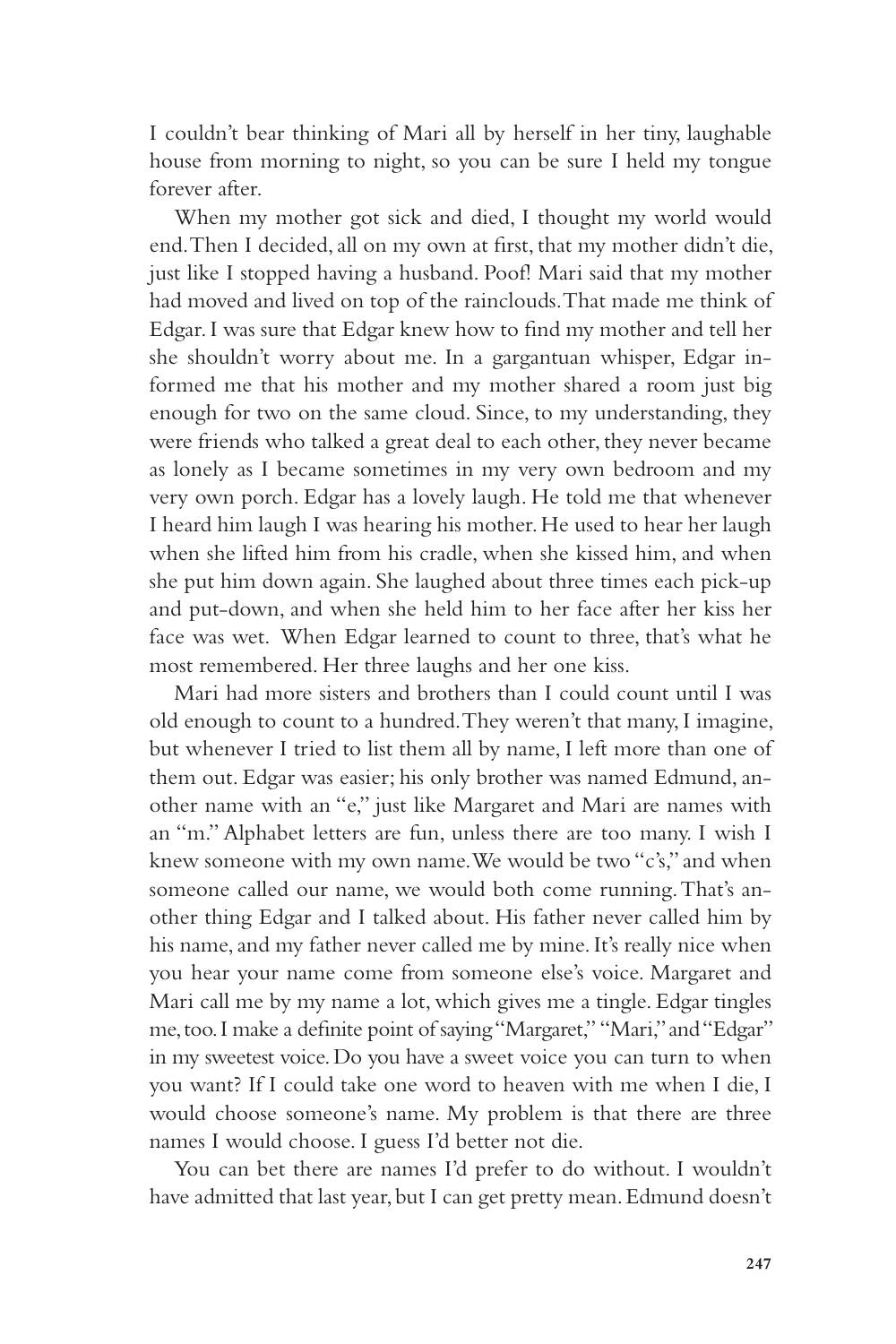I couldn't bear thinking of Mari all by herself in her tiny, laughable house from morning to night, so you can be sure I held my tongue forever after.

When my mother got sick and died, I thought my world would end. Then I decided, all on my own at first, that my mother didn't die, just like I stopped having a husband. Poof! Mari said that my mother had moved and lived on top of the rainclouds. That made me think of Edgar. I was sure that Edgar knew how to find my mother and tell her she shouldn't worry about me. In a gargantuan whisper, Edgar informed me that his mother and my mother shared a room just big enough for two on the same cloud. Since, to my understanding, they were friends who talked a great deal to each other, they never became as lonely as I became sometimes in my very own bedroom and my very own porch. Edgar has a lovely laugh. He told me that whenever I heard him laugh I was hearing his mother. He used to hear her laugh when she lifted him from his cradle, when she kissed him, and when she put him down again. She laughed about three times each pick-up and put-down, and when she held him to her face after her kiss her face was wet. When Edgar learned to count to three, that's what he most remembered. Her three laughs and her one kiss.

Mari had more sisters and brothers than I could count until I was old enough to count to a hundred. They weren't that many, I imagine, but whenever I tried to list them all by name, I left more than one of them out. Edgar was easier; his only brother was named Edmund, another name with an "e," just like Margaret and Mari are names with an "m." Alphabet letters are fun, unless there are too many. I wish I knew someone with my own name. We would be two "c's," and when someone called our name, we would both come running. That's another thing Edgar and I talked about. His father never called him by his name, and my father never called me by mine. It's really nice when you hear your name come from someone else's voice. Margaret and Mari call me by my name a lot, which gives me a tingle. Edgar tingles me, too. I make a definite point of saying "Margaret," "Mari," and "Edgar" in my sweetest voice. Do you have a sweet voice you can turn to when you want? If I could take one word to heaven with me when I die, I would choose someone's name. My problem is that there are three names I would choose. I guess I'd better not die.

You can bet there are names I'd prefer to do without. I wouldn't have admitted that last year, but I can get pretty mean. Edmund doesn't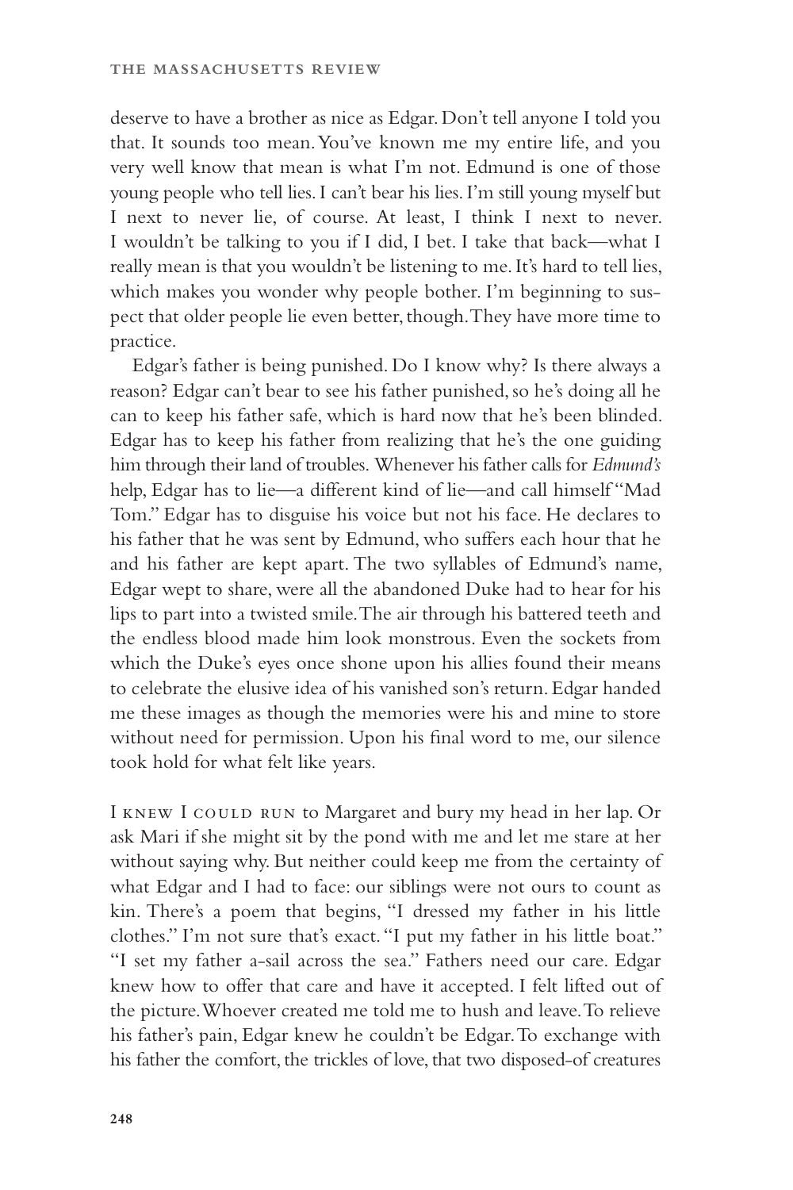deserve to have a brother as nice as Edgar. Don't tell anyone I told you that. It sounds too mean. You've known me my entire life, and you very well know that mean is what I'm not. Edmund is one of those young people who tell lies. I can't bear his lies. I'm still young myself but I next to never lie, of course. At least, I think I next to never. I wouldn't be talking to you if I did, I bet. I take that back—what I really mean is that you wouldn't be listening to me. It's hard to tell lies, which makes you wonder why people bother. I'm beginning to suspect that older people lie even better, though. They have more time to practice.

Edgar's father is being punished. Do I know why? Is there always a reason? Edgar can't bear to see his father punished, so he's doing all he can to keep his father safe, which is hard now that he's been blinded. Edgar has to keep his father from realizing that he's the one guiding him through their land of troubles. Whenever his father calls for *Edmund's* help, Edgar has to lie—a different kind of lie—and call himself "Mad Tom." Edgar has to disguise his voice but not his face. He declares to his father that he was sent by Edmund, who suffers each hour that he and his father are kept apart. The two syllables of Edmund's name, Edgar wept to share, were all the abandoned Duke had to hear for his lips to part into a twisted smile. The air through his battered teeth and the endless blood made him look monstrous. Even the sockets from which the Duke's eyes once shone upon his allies found their means to celebrate the elusive idea of his vanished son's return. Edgar handed me these images as though the memories were his and mine to store without need for permission. Upon his final word to me, our silence took hold for what felt like years.

I KNEW I COULD RUN to Margaret and bury my head in her lap. Or ask Mari if she might sit by the pond with me and let me stare at her without saying why. But neither could keep me from the certainty of what Edgar and I had to face: our siblings were not ours to count as kin. There's a poem that begins, "I dressed my father in his little clothes." I'm not sure that's exact. "I put my father in his little boat." "I set my father a-sail across the sea." Fathers need our care. Edgar knew how to offer that care and have it accepted. I felt lifted out of the picture. Whoever created me told me to hush and leave. To relieve his father's pain, Edgar knew he couldn't be Edgar. To exchange with his father the comfort, the trickles of love, that two disposed-of creatures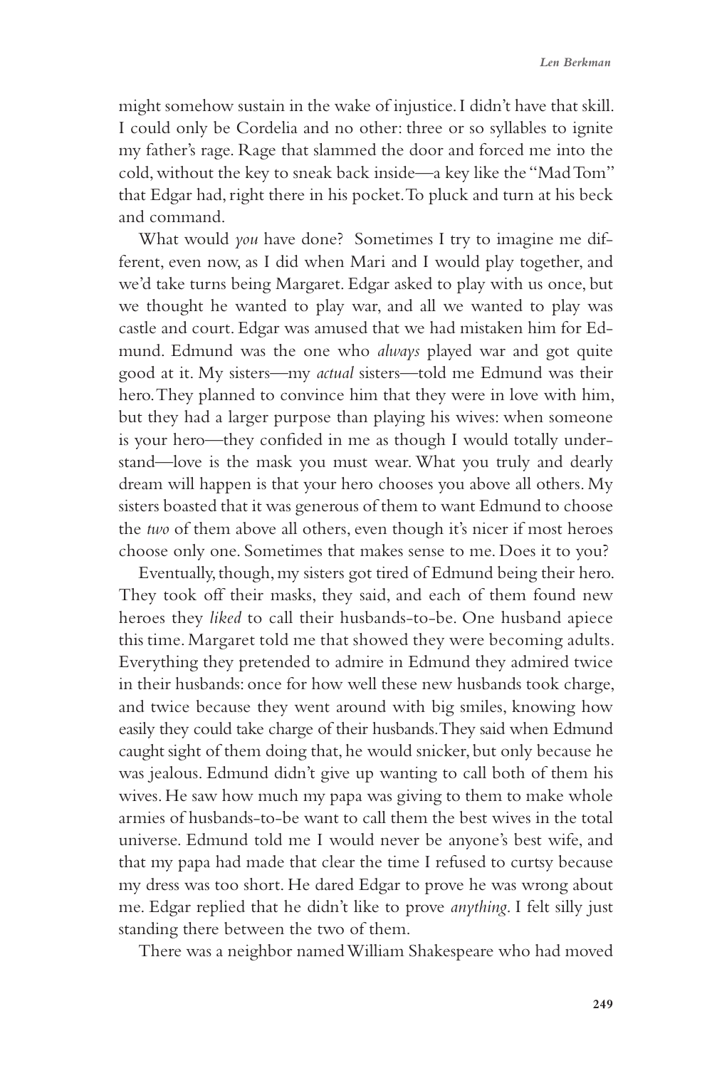might somehow sustain in the wake of injustice. I didn't have that skill. I could only be Cordelia and no other: three or so syllables to ignite my father's rage. Rage that slammed the door and forced me into the cold, without the key to sneak back inside—a key like the "Mad Tom" that Edgar had, right there in his pocket. To pluck and turn at his beck and command.

What would *you* have done? Sometimes I try to imagine me different, even now, as I did when Mari and I would play together, and we'd take turns being Margaret. Edgar asked to play with us once, but we thought he wanted to play war, and all we wanted to play was castle and court. Edgar was amused that we had mistaken him for Edmund. Edmund was the one who *always* played war and got quite good at it. My sisters—my *actual* sisters—told me Edmund was their hero. They planned to convince him that they were in love with him, but they had a larger purpose than playing his wives: when someone is your hero—they confided in me as though I would totally understand—love is the mask you must wear. What you truly and dearly dream will happen is that your hero chooses you above all others. My sisters boasted that it was generous of them to want Edmund to choose the *two* of them above all others, even though it's nicer if most heroes choose only one. Sometimes that makes sense to me. Does it to you?

Eventually, though, my sisters got tired of Edmund being their hero. They took off their masks, they said, and each of them found new heroes they *liked* to call their husbands-to-be. One husband apiece this time. Margaret told me that showed they were becoming adults. Everything they pretended to admire in Edmund they admired twice in their husbands: once for how well these new husbands took charge, and twice because they went around with big smiles, knowing how easily they could take charge of their husbands. They said when Edmund caught sight of them doing that, he would snicker, but only because he was jealous. Edmund didn't give up wanting to call both of them his wives. He saw how much my papa was giving to them to make whole armies of husbands-to-be want to call them the best wives in the total universe. Edmund told me I would never be anyone's best wife, and that my papa had made that clear the time I refused to curtsy because my dress was too short. He dared Edgar to prove he was wrong about me. Edgar replied that he didn't like to prove *anything*. I felt silly just standing there between the two of them.

There was a neighbor named William Shakespeare who had moved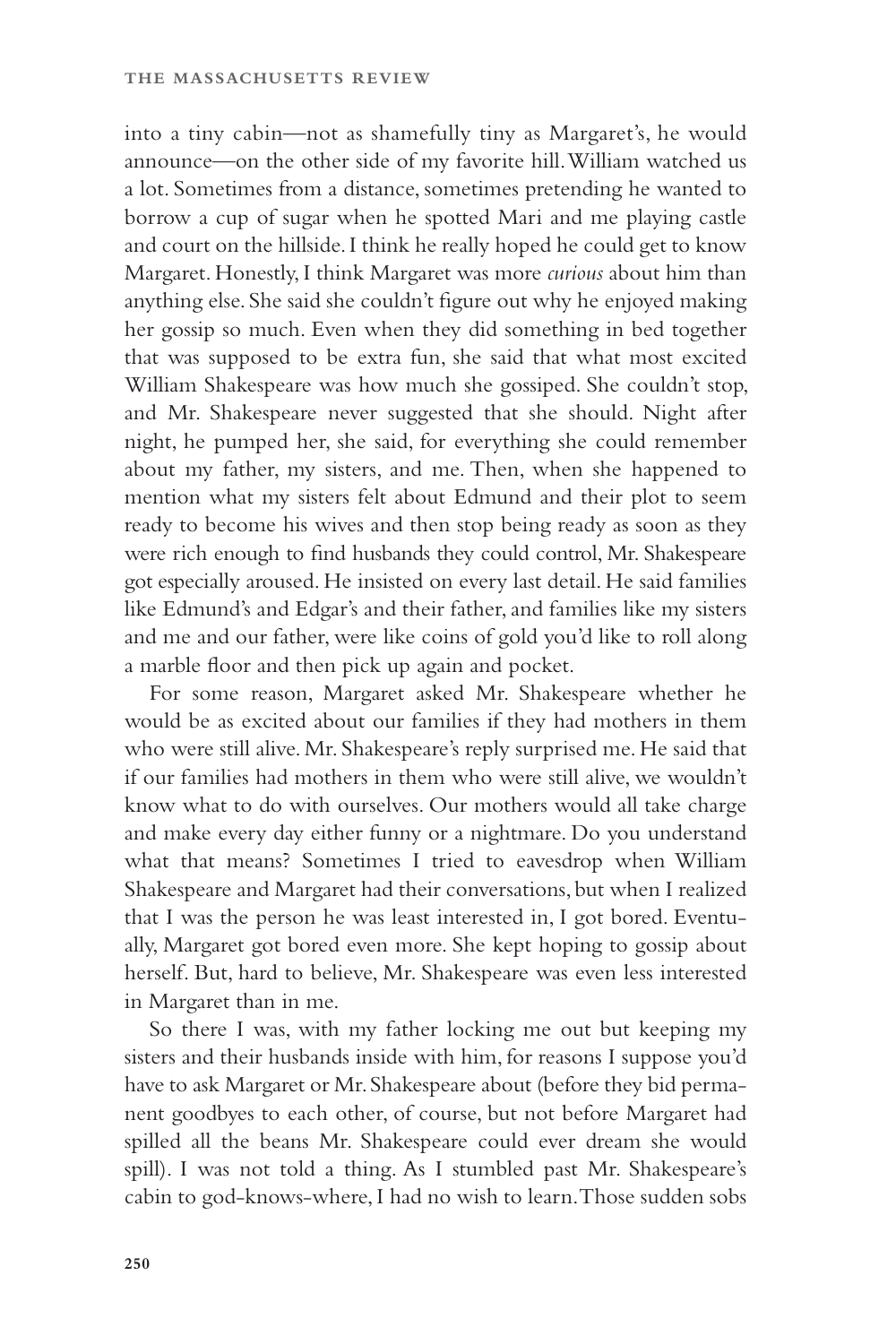into a tiny cabin—not as shamefully tiny as Margaret's, he would announce—on the other side of my favorite hill. William watched us a lot. Sometimes from a distance, sometimes pretending he wanted to borrow a cup of sugar when he spotted Mari and me playing castle and court on the hillside. I think he really hoped he could get to know Margaret. Honestly, I think Margaret was more *curious* about him than anything else. She said she couldn't figure out why he enjoyed making her gossip so much. Even when they did something in bed together that was supposed to be extra fun, she said that what most excited William Shakespeare was how much she gossiped. She couldn't stop, and Mr. Shakespeare never suggested that she should. Night after night, he pumped her, she said, for everything she could remember about my father, my sisters, and me. Then, when she happened to mention what my sisters felt about Edmund and their plot to seem ready to become his wives and then stop being ready as soon as they were rich enough to find husbands they could control, Mr. Shakespeare got especially aroused. He insisted on every last detail. He said families like Edmund's and Edgar's and their father, and families like my sisters and me and our father, were like coins of gold you'd like to roll along a marble floor and then pick up again and pocket.

For some reason, Margaret asked Mr. Shakespeare whether he would be as excited about our families if they had mothers in them who were still alive. Mr. Shakespeare's reply surprised me. He said that if our families had mothers in them who were still alive, we wouldn't know what to do with ourselves. Our mothers would all take charge and make every day either funny or a nightmare. Do you understand what that means? Sometimes I tried to eavesdrop when William Shakespeare and Margaret had their conversations, but when I realized that I was the person he was least interested in, I got bored. Eventually, Margaret got bored even more. She kept hoping to gossip about herself. But, hard to believe, Mr. Shakespeare was even less interested in Margaret than in me.

So there I was, with my father locking me out but keeping my sisters and their husbands inside with him, for reasons I suppose you'd have to ask Margaret or Mr. Shakespeare about (before they bid permanent goodbyes to each other, of course, but not before Margaret had spilled all the beans Mr. Shakespeare could ever dream she would spill). I was not told a thing. As I stumbled past Mr. Shakespeare's cabin to god-knows-where, I had no wish to learn. Those sudden sobs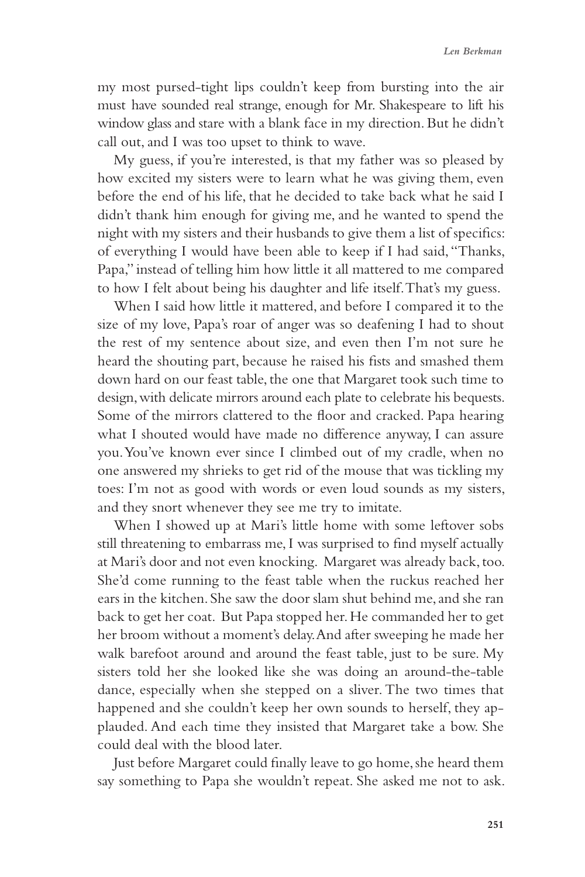my most pursed-tight lips couldn't keep from bursting into the air must have sounded real strange, enough for Mr. Shakespeare to lift his window glass and stare with a blank face in my direction. But he didn't call out, and I was too upset to think to wave.

My guess, if you're interested, is that my father was so pleased by how excited my sisters were to learn what he was giving them, even before the end of his life, that he decided to take back what he said I didn't thank him enough for giving me, and he wanted to spend the night with my sisters and their husbands to give them a list of specifics: of everything I would have been able to keep if I had said, "Thanks, Papa," instead of telling him how little it all mattered to me compared to how I felt about being his daughter and life itself. That's my guess.

When I said how little it mattered, and before I compared it to the size of my love, Papa's roar of anger was so deafening I had to shout the rest of my sentence about size, and even then I'm not sure he heard the shouting part, because he raised his fists and smashed them down hard on our feast table, the one that Margaret took such time to design, with delicate mirrors around each plate to celebrate his bequests. Some of the mirrors clattered to the floor and cracked. Papa hearing what I shouted would have made no difference anyway, I can assure you. You've known ever since I climbed out of my cradle, when no one answered my shrieks to get rid of the mouse that was tickling my toes: I'm not as good with words or even loud sounds as my sisters, and they snort whenever they see me try to imitate.

When I showed up at Mari's little home with some leftover sobs still threatening to embarrass me, I was surprised to find myself actually at Mari's door and not even knocking. Margaret was already back, too. She'd come running to the feast table when the ruckus reached her ears in the kitchen. She saw the door slam shut behind me, and she ran back to get her coat. But Papa stopped her. He commanded her to get her broom without a moment's delay. And after sweeping he made her walk barefoot around and around the feast table, just to be sure. My sisters told her she looked like she was doing an around-the-table dance, especially when she stepped on a sliver. The two times that happened and she couldn't keep her own sounds to herself, they applauded. And each time they insisted that Margaret take a bow. She could deal with the blood later.

Just before Margaret could finally leave to go home, she heard them say something to Papa she wouldn't repeat. She asked me not to ask.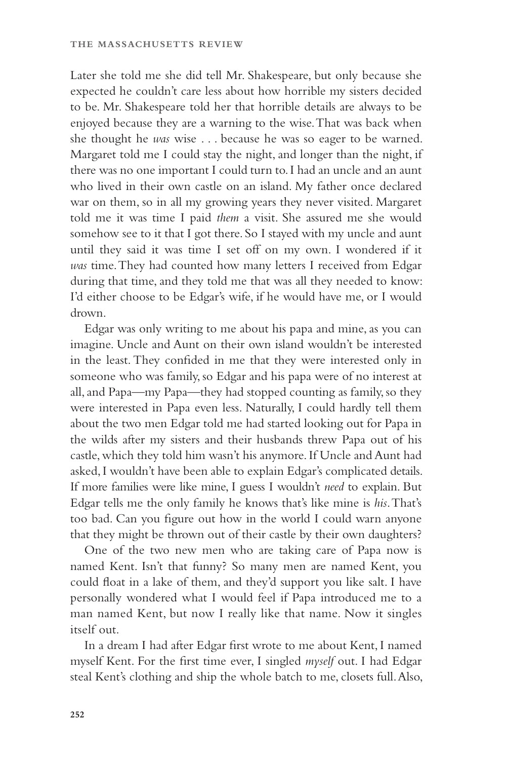Later she told me she did tell Mr. Shakespeare, but only because she expected he couldn't care less about how horrible my sisters decided to be. Mr. Shakespeare told her that horrible details are always to be enjoyed because they are a warning to the wise. That was back when she thought he *was* wise . . . because he was so eager to be warned. Margaret told me I could stay the night, and longer than the night, if there was no one important I could turn to. I had an uncle and an aunt who lived in their own castle on an island. My father once declared war on them, so in all my growing years they never visited. Margaret told me it was time I paid *them* a visit. She assured me she would somehow see to it that I got there. So I stayed with my uncle and aunt until they said it was time I set off on my own. I wondered if it *was* time. They had counted how many letters I received from Edgar during that time, and they told me that was all they needed to know: I'd either choose to be Edgar's wife, if he would have me, or I would drown.

Edgar was only writing to me about his papa and mine, as you can imagine. Uncle and Aunt on their own island wouldn't be interested in the least. They confided in me that they were interested only in someone who was family, so Edgar and his papa were of no interest at all, and Papa—my Papa—they had stopped counting as family, so they were interested in Papa even less. Naturally, I could hardly tell them about the two men Edgar told me had started looking out for Papa in the wilds after my sisters and their husbands threw Papa out of his castle, which they told him wasn't his anymore. If Uncle and Aunt had asked, I wouldn't have been able to explain Edgar's complicated details. If more families were like mine, I guess I wouldn't *need* to explain. But Edgar tells me the only family he knows that's like mine is *his*. That's too bad. Can you figure out how in the world I could warn anyone that they might be thrown out of their castle by their own daughters?

One of the two new men who are taking care of Papa now is named Kent. Isn't that funny? So many men are named Kent, you could float in a lake of them, and they'd support you like salt. I have personally wondered what I would feel if Papa introduced me to a man named Kent, but now I really like that name. Now it singles itself out.

In a dream I had after Edgar first wrote to me about Kent, I named myself Kent. For the first time ever, I singled *myself* out. I had Edgar steal Kent's clothing and ship the whole batch to me, closets full. Also,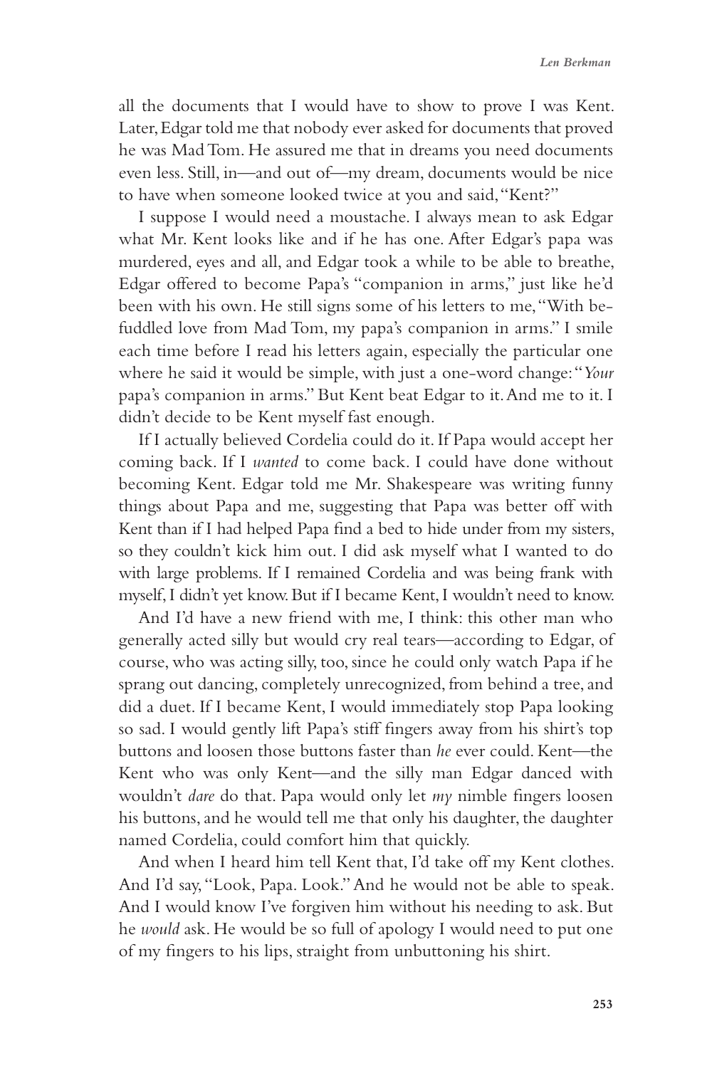all the documents that I would have to show to prove I was Kent. Later, Edgar told me that nobody ever asked for documents that proved he was Mad Tom. He assured me that in dreams you need documents even less. Still, in—and out of—my dream, documents would be nice to have when someone looked twice at you and said, "Kent?"

I suppose I would need a moustache. I always mean to ask Edgar what Mr. Kent looks like and if he has one. After Edgar's papa was murdered, eyes and all, and Edgar took a while to be able to breathe, Edgar offered to become Papa's "companion in arms," just like he'd been with his own. He still signs some of his letters to me, "With befuddled love from Mad Tom, my papa's companion in arms." I smile each time before I read his letters again, especially the particular one where he said it would be simple, with just a one-word change: "*Your* papa's companion in arms." But Kent beat Edgar to it. And me to it. I didn't decide to be Kent myself fast enough.

If I actually believed Cordelia could do it. If Papa would accept her coming back. If I *wanted* to come back. I could have done without becoming Kent. Edgar told me Mr. Shakespeare was writing funny things about Papa and me, suggesting that Papa was better off with Kent than if I had helped Papa find a bed to hide under from my sisters, so they couldn't kick him out. I did ask myself what I wanted to do with large problems. If I remained Cordelia and was being frank with myself, I didn't yet know. But if I became Kent, I wouldn't need to know.

And I'd have a new friend with me, I think: this other man who generally acted silly but would cry real tears—according to Edgar, of course, who was acting silly, too, since he could only watch Papa if he sprang out dancing, completely unrecognized, from behind a tree, and did a duet. If I became Kent, I would immediately stop Papa looking so sad. I would gently lift Papa's stiff fingers away from his shirt's top buttons and loosen those buttons faster than *he* ever could. Kent—the Kent who was only Kent—and the silly man Edgar danced with wouldn't *dare* do that. Papa would only let *my* nimble fingers loosen his buttons, and he would tell me that only his daughter, the daughter named Cordelia, could comfort him that quickly.

And when I heard him tell Kent that, I'd take off my Kent clothes. And I'd say, "Look, Papa. Look." And he would not be able to speak. And I would know I've forgiven him without his needing to ask. But he *would* ask. He would be so full of apology I would need to put one of my fingers to his lips, straight from unbuttoning his shirt.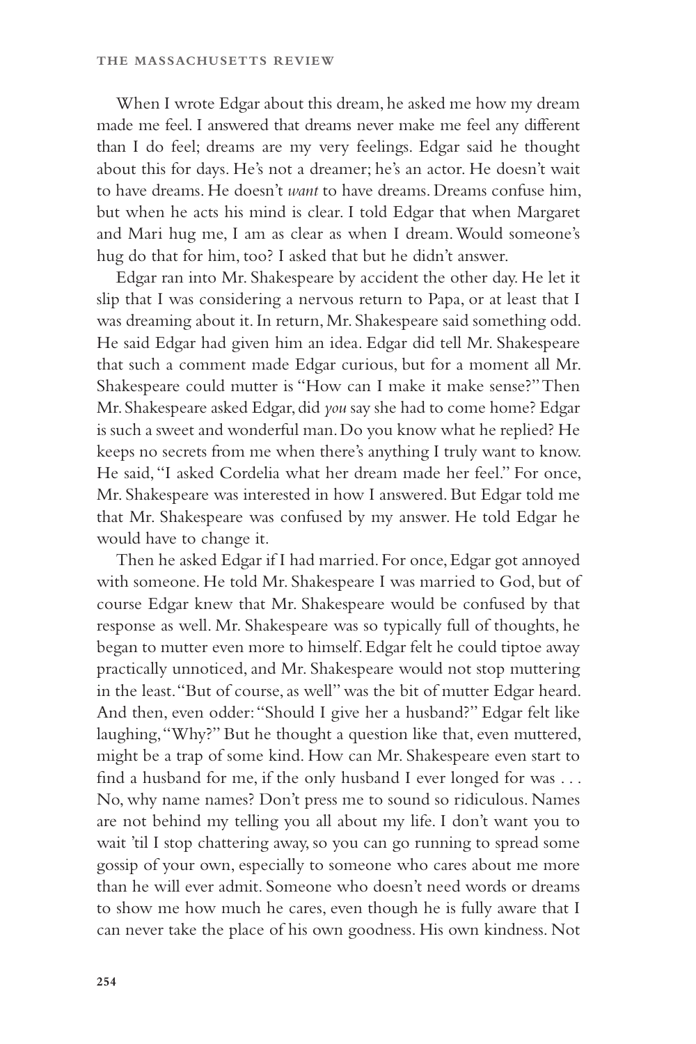When I wrote Edgar about this dream, he asked me how my dream made me feel. I answered that dreams never make me feel any different than I do feel; dreams are my very feelings. Edgar said he thought about this for days. He's not a dreamer; he's an actor. He doesn't wait to have dreams. He doesn't *want* to have dreams. Dreams confuse him, but when he acts his mind is clear. I told Edgar that when Margaret and Mari hug me, I am as clear as when I dream. Would someone's hug do that for him, too? I asked that but he didn't answer.

Edgar ran into Mr. Shakespeare by accident the other day. He let it slip that I was considering a nervous return to Papa, or at least that I was dreaming about it. In return, Mr. Shakespeare said something odd. He said Edgar had given him an idea. Edgar did tell Mr. Shakespeare that such a comment made Edgar curious, but for a moment all Mr. Shakespeare could mutter is "How can I make it make sense?" Then Mr. Shakespeare asked Edgar, did *you* say she had to come home? Edgar is such a sweet and wonderful man. Do you know what he replied? He keeps no secrets from me when there's anything I truly want to know. He said, "I asked Cordelia what her dream made her feel." For once, Mr. Shakespeare was interested in how I answered. But Edgar told me that Mr. Shakespeare was confused by my answer. He told Edgar he would have to change it.

Then he asked Edgar if I had married. For once, Edgar got annoyed with someone. He told Mr. Shakespeare I was married to God, but of course Edgar knew that Mr. Shakespeare would be confused by that response as well. Mr. Shakespeare was so typically full of thoughts, he began to mutter even more to himself. Edgar felt he could tiptoe away practically unnoticed, and Mr. Shakespeare would not stop muttering in the least. "But of course, as well" was the bit of mutter Edgar heard. And then, even odder: "Should I give her a husband?" Edgar felt like laughing, "Why?" But he thought a question like that, even muttered, might be a trap of some kind. How can Mr. Shakespeare even start to find a husband for me, if the only husband I ever longed for was . . . No, why name names? Don't press me to sound so ridiculous. Names are not behind my telling you all about my life. I don't want you to wait 'til I stop chattering away, so you can go running to spread some gossip of your own, especially to someone who cares about me more than he will ever admit. Someone who doesn't need words or dreams to show me how much he cares, even though he is fully aware that I can never take the place of his own goodness. His own kindness. Not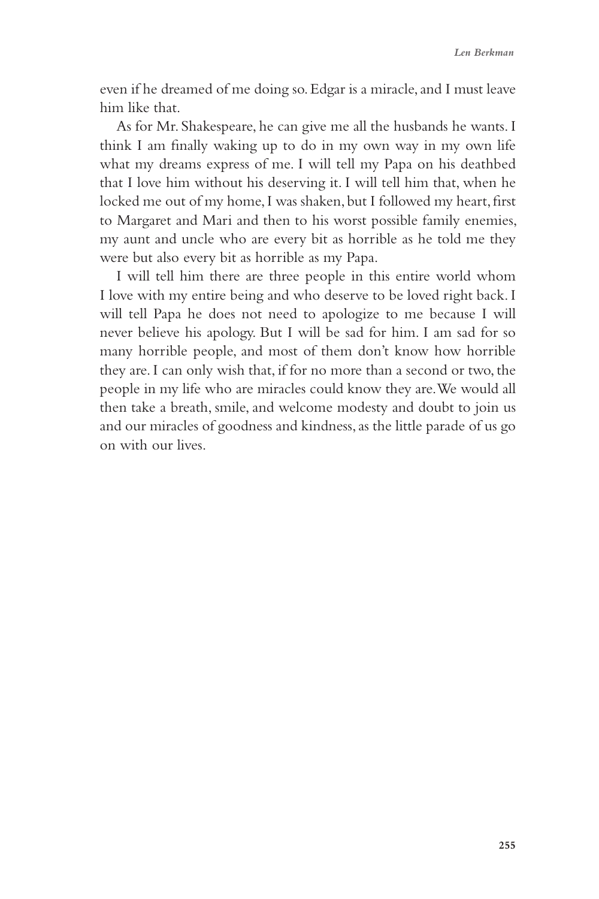even if he dreamed of me doing so. Edgar is a miracle, and I must leave him like that.

As for Mr. Shakespeare, he can give me all the husbands he wants. I think I am finally waking up to do in my own way in my own life what my dreams express of me. I will tell my Papa on his deathbed that I love him without his deserving it. I will tell him that, when he locked me out of my home, I was shaken, but I followed my heart, first to Margaret and Mari and then to his worst possible family enemies, my aunt and uncle who are every bit as horrible as he told me they were but also every bit as horrible as my Papa.

I will tell him there are three people in this entire world whom I love with my entire being and who deserve to be loved right back. I will tell Papa he does not need to apologize to me because I will never believe his apology. But I will be sad for him. I am sad for so many horrible people, and most of them don't know how horrible they are. I can only wish that, if for no more than a second or two, the people in my life who are miracles could know they are. We would all then take a breath, smile, and welcome modesty and doubt to join us and our miracles of goodness and kindness, as the little parade of us go on with our lives.